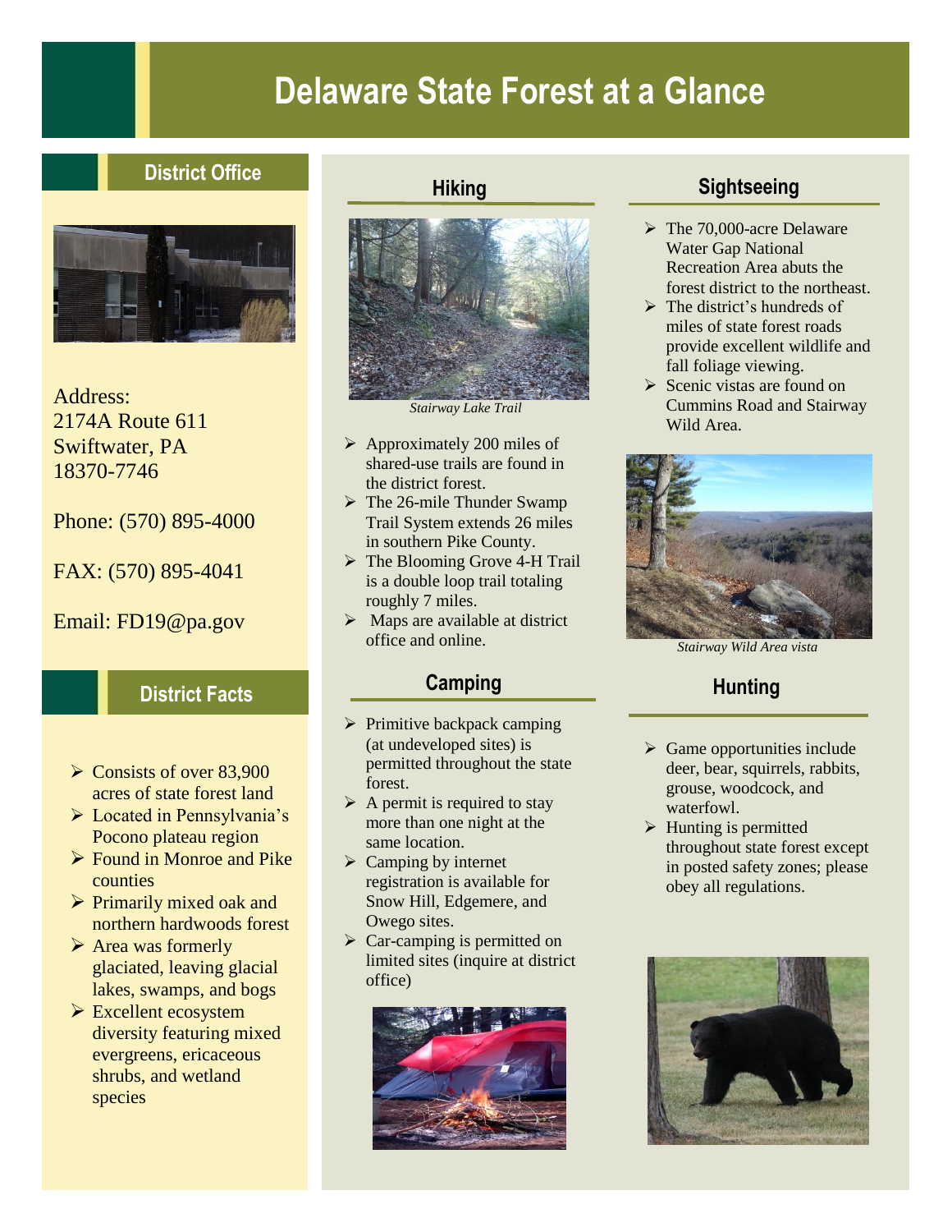# Delaware State Forest at a Glance

## District Office

Address:
2174A Route 611
Swiftwater, PA
18370-7746

Phone: (570) 895-4000

FAX: (570) 895-4041

Email: FD19@pa.gov

## District Facts

- Consists of over 83,900 acres of state forest land
- Located in Pennsylvania's Pocono plateau region
- Found in Monroe and Pike counties
- Primarily mixed oak and northern hardwoods forest
- Area was formerly glaciated, leaving glacial lakes, swamps, and bogs
- Excellent ecosystem diversity featuring mixed evergreens, ericaceous shrubs, and wetland species

## Hiking

*Stairway Lake Trail*

- Approximately 200 miles of shared-use trails are found in the district forest.
- The 26-mile Thunder Swamp Trail System extends 26 miles in southern Pike County.
- The Blooming Grove 4-H Trail is a double loop trail totaling roughly 7 miles.
- Maps are available at district office and online.

## Camping

- Primitive backpack camping (at undeveloped sites) is permitted throughout the state forest.
- A permit is required to stay more than one night at the same location.
- Camping by internet registration is available for Snow Hill, Edgemere, and Owego sites.
- Car-camping is permitted on limited sites (inquire at district office)

## Sightseeing

- The 70,000-acre Delaware Water Gap National Recreation Area abuts the forest district to the northeast.
- The district's hundreds of miles of state forest roads provide excellent wildlife and fall foliage viewing.
- Scenic vistas are found on Cummins Road and Stairway Wild Area.

*Stairway Wild Area vista*

## Hunting

- Game opportunities include deer, bear, squirrels, rabbits, grouse, woodcock, and waterfowl.
- Hunting is permitted throughout state forest except in posted safety zones; please obey all regulations.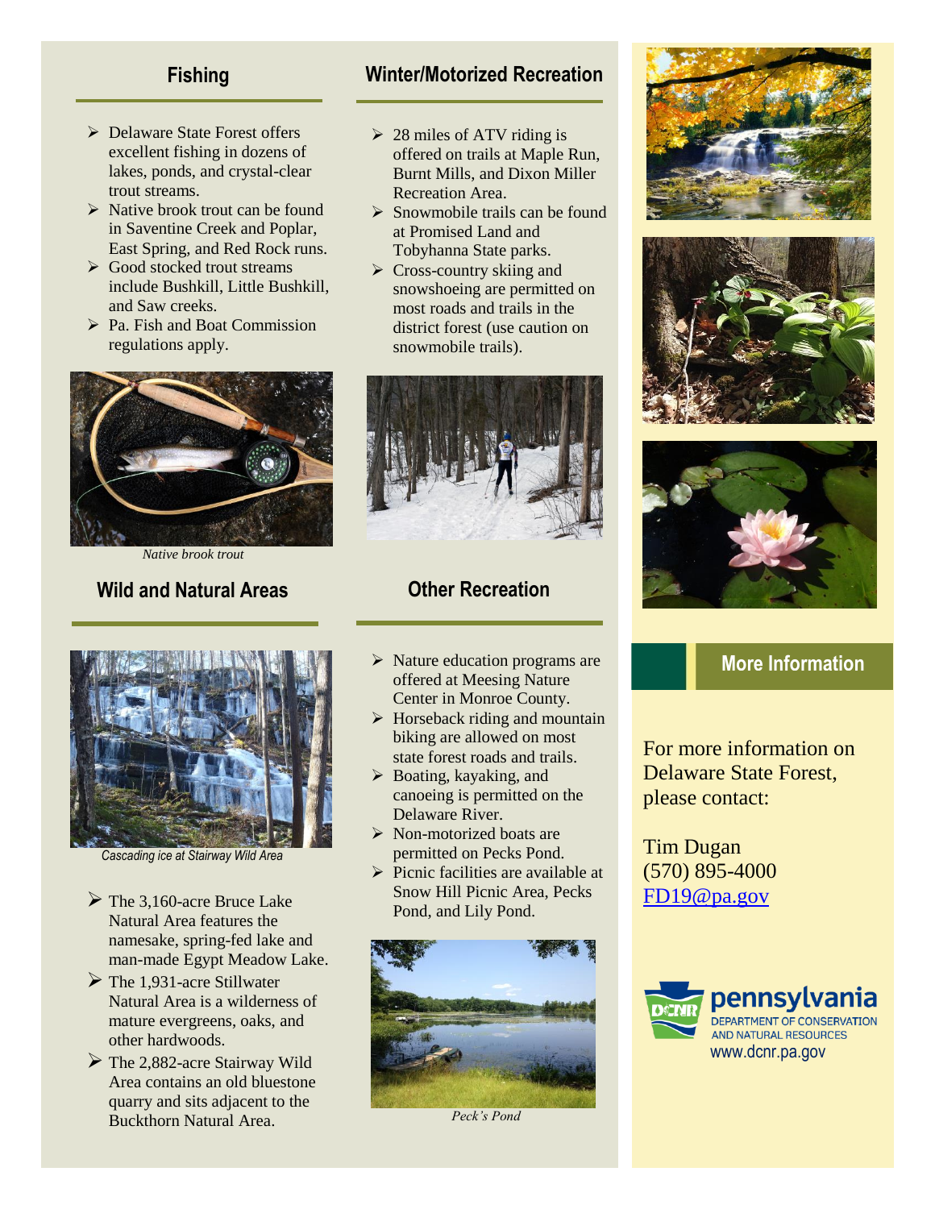## Fishing

- Delaware State Forest offers excellent fishing in dozens of lakes, ponds, and crystal-clear trout streams.
- Native brook trout can be found in Saventine Creek and Poplar, East Spring, and Red Rock runs.
- Good stocked trout streams include Bushkill, Little Bushkill, and Saw creeks.
- Pa. Fish and Boat Commission regulations apply.

*Native brook trout*

## Wild and Natural Areas

*Cascading ice at Stairway Wild Area*

- The 3,160-acre Bruce Lake Natural Area features the namesake, spring-fed lake and man-made Egypt Meadow Lake.
- The 1,931-acre Stillwater Natural Area is a wilderness of mature evergreens, oaks, and other hardwoods.
- The 2,882-acre Stairway Wild Area contains an old bluestone quarry and sits adjacent to the Buckthorn Natural Area.

## Winter/Motorized Recreation

- 28 miles of ATV riding is offered on trails at Maple Run, Burnt Mills, and Dixon Miller Recreation Area.
- Snowmobile trails can be found at Promised Land and Tobyhanna State parks.
- Cross-country skiing and snowshoeing are permitted on most roads and trails in the district forest (use caution on snowmobile trails).

## Other Recreation

- Nature education programs are offered at Meesing Nature Center in Monroe County.
- Horseback riding and mountain biking are allowed on most state forest roads and trails.
- Boating, kayaking, and canoeing is permitted on the Delaware River.
- Non-motorized boats are permitted on Pecks Pond.
- Picnic facilities are available at Snow Hill Picnic Area, Pecks Pond, and Lily Pond.

*Peck's Pond*

## More Information

For more information on Delaware State Forest, please contact:

Tim Dugan
(570) 895-4000
FD19@pa.gov

pennsylvania
DEPARTMENT OF CONSERVATION AND NATURAL RESOURCES
www.dcnr.pa.gov